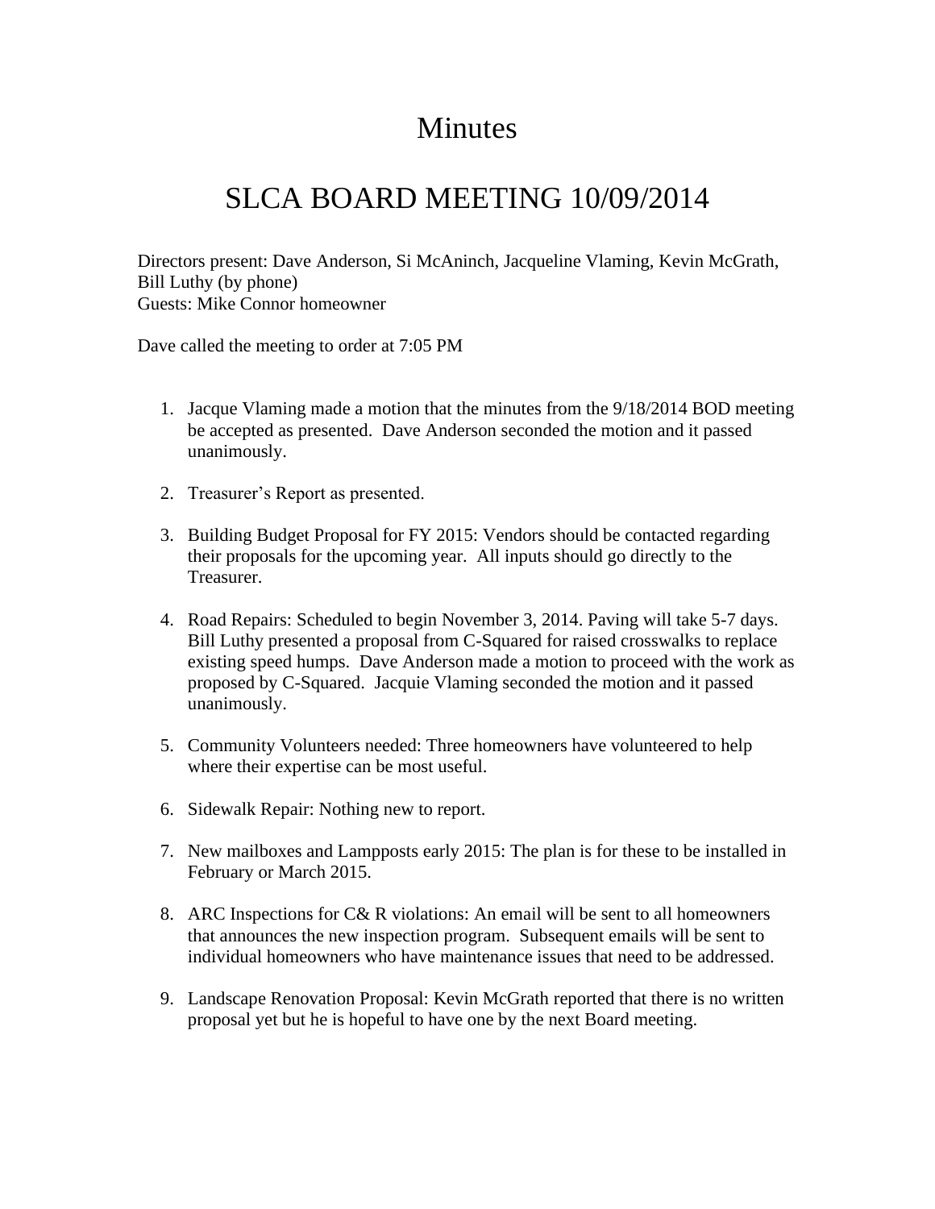# Minutes

# SLCA BOARD MEETING 10/09/2014

Directors present: Dave Anderson, Si McAninch, Jacqueline Vlaming, Kevin McGrath, Bill Luthy (by phone)
Guests: Mike Connor homeowner

Dave called the meeting to order at 7:05 PM

1. Jacque Vlaming made a motion that the minutes from the 9/18/2014 BOD meeting be accepted as presented. Dave Anderson seconded the motion and it passed unanimously.

2. Treasurer's Report as presented.

3. Building Budget Proposal for FY 2015: Vendors should be contacted regarding their proposals for the upcoming year. All inputs should go directly to the Treasurer.

4. Road Repairs: Scheduled to begin November 3, 2014. Paving will take 5-7 days. Bill Luthy presented a proposal from C-Squared for raised crosswalks to replace existing speed humps. Dave Anderson made a motion to proceed with the work as proposed by C-Squared. Jacquie Vlaming seconded the motion and it passed unanimously.

5. Community Volunteers needed: Three homeowners have volunteered to help where their expertise can be most useful.

6. Sidewalk Repair: Nothing new to report.

7. New mailboxes and Lampposts early 2015: The plan is for these to be installed in February or March 2015.

8. ARC Inspections for C& R violations: An email will be sent to all homeowners that announces the new inspection program. Subsequent emails will be sent to individual homeowners who have maintenance issues that need to be addressed.

9. Landscape Renovation Proposal: Kevin McGrath reported that there is no written proposal yet but he is hopeful to have one by the next Board meeting.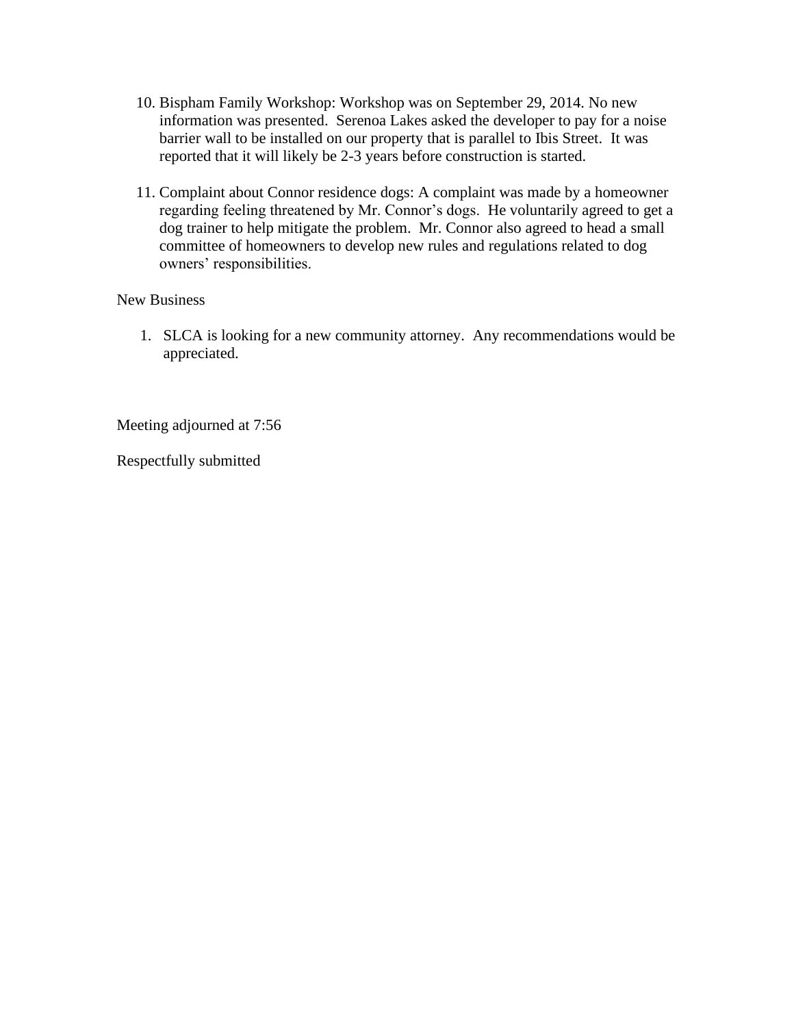10. Bispham Family Workshop: Workshop was on September 29, 2014. No new information was presented. Serenoa Lakes asked the developer to pay for a noise barrier wall to be installed on our property that is parallel to Ibis Street. It was reported that it will likely be 2-3 years before construction is started.

11. Complaint about Connor residence dogs: A complaint was made by a homeowner regarding feeling threatened by Mr. Connor's dogs. He voluntarily agreed to get a dog trainer to help mitigate the problem. Mr. Connor also agreed to head a small committee of homeowners to develop new rules and regulations related to dog owners' responsibilities.

New Business

1. SLCA is looking for a new community attorney. Any recommendations would be appreciated.

Meeting adjourned at 7:56

Respectfully submitted